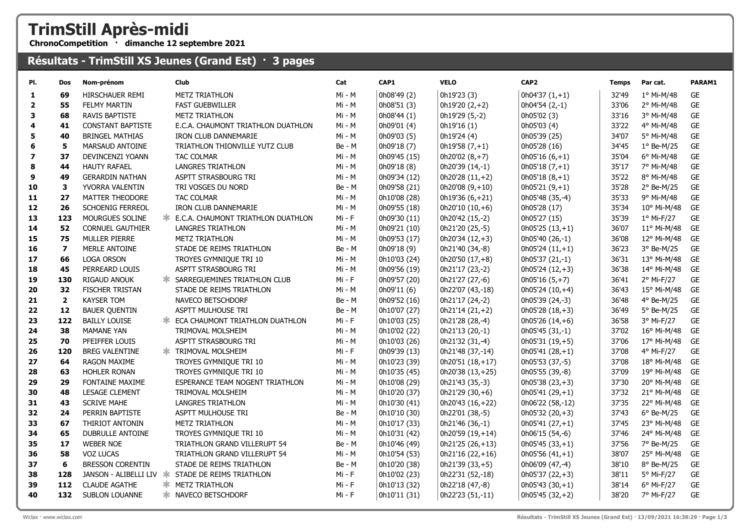# TrimStill Après-midi

**ChronoCompetition · dimanche 12 septembre 2021**

## Résultats - TrimStill XS Jeunes (Grand Est) · 3 pages

| Pl. | Dos | Nom-prénom | | Club | Cat | CAP1 | VELO | CAP2 | Temps | Par cat. | PARAM1 |
|---|---|---|---|---|---|---|---|---|---|---|---|
| 1 | 69 | HIRSCHAUER REMI | | METZ TRIATHLON | Mi - M | 0h08'49 (2) | 0h19'23 (3) | 0h04'37 (1,+1) | 32'49 | 1° Mi-M/48 | GE |
| 2 | 55 | FELMY MARTIN | | FAST GUEBWILLER | Mi - M | 0h08'51 (3) | 0h19'20 (2,+2) | 0h04'54 (2,-1) | 33'06 | 2° Mi-M/48 | GE |
| 3 | 68 | RAVIS BAPTISTE | | METZ TRIATHLON | Mi - M | 0h08'44 (1) | 0h19'29 (5,-2) | 0h05'02 (3) | 33'16 | 3° Mi-M/48 | GE |
| 4 | 41 | CONSTANT BAPTISTE | | E.C.A. CHAUMONT TRIATHLON DUATHLON | Mi - M | 0h09'01 (4) | 0h19'16 (1) | 0h05'03 (4) | 33'22 | 4° Mi-M/48 | GE |
| 5 | 40 | BRINGEL MATHIAS | | IRON CLUB DANNEMARIE | Mi - M | 0h09'03 (5) | 0h19'24 (4) | 0h05'39 (25) | 34'07 | 5° Mi-M/48 | GE |
| 6 | 5 | MARSAUD ANTOINE | | TRIATHLON THIONVILLE YUTZ CLUB | Be - M | 0h09'18 (7) | 0h19'58 (7,+1) | 0h05'28 (16) | 34'45 | 1° Be-M/25 | GE |
| 7 | 37 | DEVINCENZI YOANN | | TAC COLMAR | Mi - M | 0h09'45 (15) | 0h20'02 (8,+7) | 0h05'16 (6,+1) | 35'04 | 6° Mi-M/48 | GE |
| 8 | 44 | HAUTY RAFAEL | | LANGRES TRIATHLON | Mi - M | 0h09'18 (8) | 0h20'39 (14,-1) | 0h05'18 (7,+1) | 35'17 | 7° Mi-M/48 | GE |
| 9 | 49 | GERARDIN NATHAN | | ASPTT STRASBOURG TRI | Mi - M | 0h09'34 (12) | 0h20'28 (11,+2) | 0h05'18 (8,+1) | 35'22 | 8° Mi-M/48 | GE |
| 10 | 3 | YVORRA VALENTIN | | TRI VOSGES DU NORD | Be - M | 0h09'58 (21) | 0h20'08 (9,+10) | 0h05'21 (9,+1) | 35'28 | 2° Be-M/25 | GE |
| 11 | 27 | MATTER THEODORE | | TAC COLMAR | Mi - M | 0h10'08 (28) | 0h19'36 (6,+21) | 0h05'48 (35,-4) | 35'33 | 9° Mi-M/48 | GE |
| 12 | 26 | SCHOENIG FERREOL | | IRON CLUB DANNEMARIE | Mi - M | 0h09'55 (18) | 0h20'10 (10,+6) | 0h05'28 (17) | 35'34 | 10° Mi-M/48 | GE |
| 13 | 123 | MOURGUES SOLINE | * | E.C.A. CHAUMONT TRIATHLON DUATHLON | Mi - F | 0h09'30 (11) | 0h20'42 (15,-2) | 0h05'27 (15) | 35'39 | 1° Mi-F/27 | GE |
| 14 | 52 | CORNUEL GAUTHIER | | LANGRES TRIATHLON | Mi - M | 0h09'21 (10) | 0h21'20 (25,-5) | 0h05'25 (13,+1) | 36'07 | 11° Mi-M/48 | GE |
| 15 | 75 | MULLER PIERRE | | METZ TRIATHLON | Mi - M | 0h09'53 (17) | 0h20'34 (12,+3) | 0h05'40 (26,-1) | 36'08 | 12° Mi-M/48 | GE |
| 16 | 7 | MERLE ANTOINE | | STADE DE REIMS TRIATHLON | Be - M | 0h09'18 (9) | 0h21'40 (34,-8) | 0h05'24 (11,+1) | 36'23 | 3° Be-M/25 | GE |
| 17 | 66 | LOGA ORSON | | TROYES GYMNIQUE TRI 10 | Mi - M | 0h10'03 (24) | 0h20'50 (17,+8) | 0h05'37 (21,-1) | 36'31 | 13° Mi-M/48 | GE |
| 18 | 45 | PERREARD LOUIS | | ASPTT STRASBOURG TRI | Mi - M | 0h09'56 (19) | 0h21'17 (23,-2) | 0h05'24 (12,+3) | 36'38 | 14° Mi-M/48 | GE |
| 19 | 130 | RIGAUD ANOUK | * | SARREGUEMINES TRIATHLON CLUB | Mi - F | 0h09'57 (20) | 0h21'27 (27,-6) | 0h05'16 (5,+7) | 36'41 | 2° Mi-F/27 | GE |
| 20 | 32 | FISCHER TRISTAN | | STADE DE REIMS TRIATHLON | Mi - M | 0h09'11 (6) | 0h22'07 (43,-18) | 0h05'24 (10,+4) | 36'43 | 15° Mi-M/48 | GE |
| 21 | 2 | KAYSER TOM | | NAVECO BETSCHDORF | Be - M | 0h09'52 (16) | 0h21'17 (24,-2) | 0h05'39 (24,-3) | 36'48 | 4° Be-M/25 | GE |
| 22 | 12 | BAUER QUENTIN | | ASPTT MULHOUSE TRI | Be - M | 0h10'07 (27) | 0h21'14 (21,+2) | 0h05'28 (18,+3) | 36'49 | 5° Be-M/25 | GE |
| 23 | 122 | BAILLY LOUISE | * | ECA CHAUMONT TRIATHLON DUATHLON | Mi - F | 0h10'03 (25) | 0h21'28 (28,-4) | 0h05'26 (14,+6) | 36'58 | 3° Mi-F/27 | GE |
| 24 | 38 | MAMANE YAN | | TRIMOVAL MOLSHEIM | Mi - M | 0h10'02 (22) | 0h21'13 (20,-1) | 0h05'45 (31,-1) | 37'02 | 16° Mi-M/48 | GE |
| 25 | 70 | PFEIFFER LOUIS | | ASPTT STRASBOURG TRI | Mi - M | 0h10'03 (26) | 0h21'32 (31,-4) | 0h05'31 (19,+5) | 37'06 | 17° Mi-M/48 | GE |
| 26 | 120 | BREG VALENTINE | * | TRIMOVAL MOLSHEIM | Mi - F | 0h09'39 (13) | 0h21'48 (37,-14) | 0h05'41 (28,+1) | 37'08 | 4° Mi-F/27 | GE |
| 27 | 64 | RAGON MAXIME | | TROYES GYMNIQUE TRI 10 | Mi - M | 0h10'23 (39) | 0h20'51 (18,+17) | 0h05'53 (37,-5) | 37'08 | 18° Mi-M/48 | GE |
| 28 | 63 | HOHLER RONAN | | TROYES GYMNIQUE TRI 10 | Mi - M | 0h10'35 (45) | 0h20'38 (13,+25) | 0h05'55 (39,-8) | 37'09 | 19° Mi-M/48 | GE |
| 29 | 29 | FONTAINE MAXIME | | ESPERANCE TEAM NOGENT TRIATHLON | Mi - M | 0h10'08 (29) | 0h21'43 (35,-3) | 0h05'38 (23,+3) | 37'30 | 20° Mi-M/48 | GE |
| 30 | 48 | LESAGE CLEMENT | | TRIMOVAL MOLSHEIM | Mi - M | 0h10'20 (37) | 0h21'29 (30,+6) | 0h05'41 (29,+1) | 37'32 | 21° Mi-M/48 | GE |
| 31 | 43 | SCRIVE MAHE | | LANGRES TRIATHLON | Mi - M | 0h10'30 (41) | 0h20'43 (16,+22) | 0h06'22 (58,-12) | 37'35 | 22° Mi-M/48 | GE |
| 32 | 24 | PERRIN BAPTISTE | | ASPTT MULHOUSE TRI | Be - M | 0h10'10 (30) | 0h22'01 (38,-5) | 0h05'32 (20,+3) | 37'43 | 6° Be-M/25 | GE |
| 33 | 67 | THIRIOT ANTONIN | | METZ TRIATHLON | Mi - M | 0h10'17 (33) | 0h21'46 (36,-1) | 0h05'41 (27,+1) | 37'45 | 23° Mi-M/48 | GE |
| 34 | 65 | DUBRULLE ANTOINE | | TROYES GYMNIQUE TRI 10 | Mi - M | 0h10'31 (42) | 0h20'59 (19,+14) | 0h06'15 (54,-6) | 37'46 | 24° Mi-M/48 | GE |
| 35 | 17 | WEBER NOE | | TRIATHLON GRAND VILLERUPT 54 | Be - M | 0h10'46 (49) | 0h21'25 (26,+13) | 0h05'45 (33,+1) | 37'56 | 7° Be-M/25 | GE |
| 36 | 58 | VOZ LUCAS | | TRIATHLON GRAND VILLERUPT 54 | Mi - M | 0h10'54 (53) | 0h21'16 (22,+16) | 0h05'56 (41,+1) | 38'07 | 25° Mi-M/48 | GE |
| 37 | 6 | BRESSON CORENTIN | | STADE DE REIMS TRIATHLON | Be - M | 0h10'20 (38) | 0h21'39 (33,+5) | 0h06'09 (47,-4) | 38'10 | 8° Be-M/25 | GE |
| 38 | 128 | JANSON - ALIBELLI LIV | * | STADE DE REIMS TRIATHLON | Mi - F | 0h10'02 (23) | 0h22'31 (52,-18) | 0h05'37 (22,+3) | 38'11 | 5° Mi-F/27 | GE |
| 39 | 112 | CLAUDE AGATHE | * | METZ TRIATHLON | Mi - F | 0h10'13 (32) | 0h22'18 (47,-8) | 0h05'43 (30,+1) | 38'14 | 6° Mi-F/27 | GE |
| 40 | 132 | SUBLON LOUANNE | * | NAVECO BETSCHDORF | Mi - F | 0h10'11 (31) | 0h22'23 (51,-11) | 0h05'45 (32,+2) | 38'20 | 7° Mi-F/27 | GE |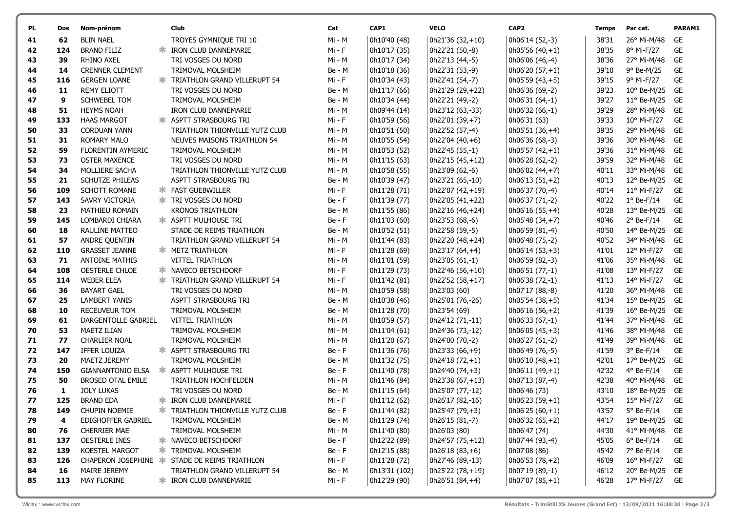| Pl. | Dos | Nom-prénom | | Club | Cat | CAP1 | VELO | CAP2 | Temps | Par cat. | PARAM1 |
|---|---|---|---|---|---|---|---|---|---|---|---|
| 41 | 62 | BLIN NAEL | | TROYES GYMNIQUE TRI 10 | Mi - M | 0h10'40 (48) | 0h21'36 (32,+10) | 0h06'14 (52,-3) | 38'31 | 26° Mi-M/48 | GE |
| 42 | 124 | BRAND FILIZ | * | IRON CLUB DANNEMARIE | Mi - F | 0h10'17 (35) | 0h22'21 (50,-8) | 0h05'56 (40,+1) | 38'35 | 8° Mi-F/27 | GE |
| 43 | 39 | RHINO AXEL | | TRI VOSGES DU NORD | Mi - M | 0h10'17 (34) | 0h22'13 (44,-5) | 0h06'06 (46,-4) | 38'36 | 27° Mi-M/48 | GE |
| 44 | 14 | CRENNER CLEMENT | | TRIMOVAL MOLSHEIM | Be - M | 0h10'18 (36) | 0h22'31 (53,-9) | 0h06'20 (57,+1) | 39'10 | 9° Be-M/25 | GE |
| 45 | 116 | GERGEN LOANE | * | TRIATHLON GRAND VILLERUPT 54 | Mi - F | 0h10'34 (43) | 0h22'41 (54,-7) | 0h05'59 (43,+5) | 39'15 | 9° Mi-F/27 | GE |
| 46 | 11 | REMY ELIOTT | | TRI VOSGES DU NORD | Be - M | 0h11'17 (66) | 0h21'29 (29,+22) | 0h06'36 (69,-2) | 39'23 | 10° Be-M/25 | GE |
| 47 | 9 | SCHWEBEL TOM | | TRIMOVAL MOLSHEIM | Be - M | 0h10'34 (44) | 0h22'21 (49,-2) | 0h06'31 (64,-1) | 39'27 | 11° Be-M/25 | GE |
| 48 | 51 | HEYMS NOAH | | IRON CLUB DANNEMARIE | Mi - M | 0h09'44 (14) | 0h23'12 (63,-33) | 0h06'32 (66,-1) | 39'29 | 28° Mi-M/48 | GE |
| 49 | 133 | HAAS MARGOT | * | ASPTT STRASBOURG TRI | Mi - F | 0h10'59 (56) | 0h22'01 (39,+7) | 0h06'31 (63) | 39'33 | 10° Mi-F/27 | GE |
| 50 | 33 | CORDUAN YANN | | TRIATHLON THIONVILLE YUTZ CLUB | Mi - M | 0h10'51 (50) | 0h22'52 (57,-4) | 0h05'51 (36,+4) | 39'35 | 29° Mi-M/48 | GE |
| 51 | 31 | ROMARY MALO | | NEUVES MAISONS TRIATHLON 54 | Mi - M | 0h10'55 (54) | 0h22'04 (40,+6) | 0h06'36 (68,-3) | 39'36 | 30° Mi-M/48 | GE |
| 52 | 59 | FLORENTIN AYMERIC | | TRIMOVAL MOLSHEIM | Mi - M | 0h10'53 (52) | 0h22'45 (55,-1) | 0h05'57 (42,+1) | 39'36 | 31° Mi-M/48 | GE |
| 53 | 73 | OSTER MAXENCE | | TRI VOSGES DU NORD | Mi - M | 0h11'15 (63) | 0h22'15 (45,+12) | 0h06'28 (62,-2) | 39'59 | 32° Mi-M/48 | GE |
| 54 | 34 | MOLLIERE SACHA | | TRIATHLON THIONVILLE YUTZ CLUB | Mi - M | 0h10'58 (55) | 0h23'09 (62,-6) | 0h06'02 (44,+7) | 40'11 | 33° Mi-M/48 | GE |
| 55 | 21 | SCHUTZE PHILEAS | | ASPTT STRASBOURG TRI | Be - M | 0h10'39 (47) | 0h23'21 (65,-10) | 0h06'13 (51,+2) | 40'13 | 12° Be-M/25 | GE |
| 56 | 109 | SCHOTT ROMANE | * | FAST GUEBWILLER | Mi - F | 0h11'28 (71) | 0h22'07 (42,+19) | 0h06'37 (70,-4) | 40'14 | 11° Mi-F/27 | GE |
| 57 | 143 | SAVRY VICTORIA | * | TRI VOSGES DU NORD | Be - F | 0h11'39 (77) | 0h22'05 (41,+22) | 0h06'37 (71,-2) | 40'22 | 1° Be-F/14 | GE |
| 58 | 23 | MATHIEU ROMAIN | | KRONOS TRIATHLON | Be - M | 0h11'55 (86) | 0h22'16 (46,+24) | 0h06'16 (55,+4) | 40'28 | 13° Be-M/25 | GE |
| 59 | 145 | LOMBARDI CHIARA | * | ASPTT MULHOUSE TRI | Be - F | 0h11'03 (60) | 0h23'53 (68,-6) | 0h05'48 (34,+7) | 40'46 | 2° Be-F/14 | GE |
| 60 | 18 | RAULINE MATTEO | | STADE DE REIMS TRIATHLON | Be - M | 0h10'52 (51) | 0h22'58 (59,-5) | 0h06'59 (81,-4) | 40'50 | 14° Be-M/25 | GE |
| 61 | 57 | ANDRE QUENTIN | | TRIATHLON GRAND VILLERUPT 54 | Mi - M | 0h11'44 (83) | 0h22'20 (48,+24) | 0h06'48 (75,-2) | 40'52 | 34° Mi-M/48 | GE |
| 62 | 110 | GRASSET JEANNE | * | METZ TRIATHLON | Mi - F | 0h11'28 (69) | 0h23'17 (64,+4) | 0h06'14 (53,+3) | 41'01 | 12° Mi-F/27 | GE |
| 63 | 71 | ANTOINE MATHIS | | VITTEL TRIATHLON | Mi - M | 0h11'01 (59) | 0h23'05 (61,-1) | 0h06'59 (82,-3) | 41'06 | 35° Mi-M/48 | GE |
| 64 | 108 | OESTERLE CHLOE | * | NAVECO BETSCHDORF | Mi - F | 0h11'29 (73) | 0h22'46 (56,+10) | 0h06'51 (77,-1) | 41'08 | 13° Mi-F/27 | GE |
| 65 | 114 | WEBER ELEA | * | TRIATHLON GRAND VILLERUPT 54 | Mi - F | 0h11'42 (81) | 0h22'52 (58,+17) | 0h06'38 (72,-1) | 41'13 | 14° Mi-F/27 | GE |
| 66 | 36 | BAYART GAEL | | TRI VOSGES DU NORD | Mi - M | 0h10'59 (58) | 0h23'03 (60) | 0h07'17 (88,-8) | 41'20 | 36° Mi-M/48 | GE |
| 67 | 25 | LAMBERT YANIS | | ASPTT STRASBOURG TRI | Be - M | 0h10'38 (46) | 0h25'01 (76,-26) | 0h05'54 (38,+5) | 41'34 | 15° Be-M/25 | GE |
| 68 | 10 | RECEUVEUR TOM | | TRIMOVAL MOLSHEIM | Be - M | 0h11'28 (70) | 0h23'54 (69) | 0h06'16 (56,+2) | 41'39 | 16° Be-M/25 | GE |
| 69 | 61 | DARGENTOLLE GABRIEL | | VITTEL TRIATHLON | Mi - M | 0h10'59 (57) | 0h24'12 (71,-11) | 0h06'33 (67,-1) | 41'44 | 37° Mi-M/48 | GE |
| 70 | 53 | MAETZ ILIAN | | TRIMOVAL MOLSHEIM | Mi - M | 0h11'04 (61) | 0h24'36 (73,-12) | 0h06'05 (45,+3) | 41'46 | 38° Mi-M/48 | GE |
| 71 | 77 | CHARLIER NOAL | | TRIMOVAL MOLSHEIM | Mi - M | 0h11'20 (67) | 0h24'00 (70,-2) | 0h06'27 (61,-2) | 41'49 | 39° Mi-M/48 | GE |
| 72 | 147 | IFFER LOUIZA | * | ASPTT STRASBOURG TRI | Be - F | 0h11'36 (76) | 0h23'33 (66,+9) | 0h06'49 (76,-5) | 41'59 | 3° Be-F/14 | GE |
| 73 | 20 | MAETZ JEREMY | | TRIMOVAL MOLSHEIM | Be - M | 0h11'32 (75) | 0h24'18 (72,+1) | 0h06'10 (48,+1) | 42'01 | 17° Be-M/25 | GE |
| 74 | 150 | GIANNANTONIO ELSA | * | ASPTT MULHOUSE TRI | Be - F | 0h11'40 (78) | 0h24'40 (74,+3) | 0h06'11 (49,+1) | 42'32 | 4° Be-F/14 | GE |
| 75 | 50 | BROSED OTAL EMILE | | TRIATHLON HOCHFELDEN | Mi - M | 0h11'46 (84) | 0h23'38 (67,+13) | 0h07'13 (87,-4) | 42'38 | 40° Mi-M/48 | GE |
| 76 | 1 | JOLY LUKAS | | TRI VOSGES DU NORD | Be - M | 0h11'15 (64) | 0h25'07 (77,-12) | 0h06'46 (73) | 43'10 | 18° Be-M/25 | GE |
| 77 | 125 | BRAND EDA | * | IRON CLUB DANNEMARIE | Mi - F | 0h11'12 (62) | 0h26'17 (82,-16) | 0h06'23 (59,+1) | 43'54 | 15° Mi-F/27 | GE |
| 78 | 149 | CHUPIN NOEMIE | * | TRIATHLON THIONVILLE YUTZ CLUB | Be - F | 0h11'44 (82) | 0h25'47 (79,+3) | 0h06'25 (60,+1) | 43'57 | 5° Be-F/14 | GE |
| 79 | 4 | EDIGHOFFER GABRIEL | | TRIMOVAL MOLSHEIM | Be - M | 0h11'29 (74) | 0h26'15 (81,-7) | 0h06'32 (65,+2) | 44'17 | 19° Be-M/25 | GE |
| 80 | 76 | CHERRIER MAE | | TRIMOVAL MOLSHEIM | Mi - M | 0h11'40 (80) | 0h26'03 (80) | 0h06'47 (74) | 44'30 | 41° Mi-M/48 | GE |
| 81 | 137 | OESTERLE INES | * | NAVECO BETSCHDORF | Be - F | 0h12'22 (89) | 0h24'57 (75,+12) | 0h07'44 (93,-4) | 45'05 | 6° Be-F/14 | GE |
| 82 | 139 | KOESTEL MARGOT | * | TRIMOVAL MOLSHEIM | Be - F | 0h12'15 (88) | 0h26'18 (83,+6) | 0h07'08 (86) | 45'42 | 7° Be-F/14 | GE |
| 83 | 126 | CHAPERON JOSEPHINE | * | STADE DE REIMS TRIATHLON | Mi - F | 0h11'28 (72) | 0h27'46 (89,-13) | 0h06'53 (78,+2) | 46'09 | 16° Mi-F/27 | GE |
| 84 | 16 | MAIRE JEREMY | | TRIATHLON GRAND VILLERUPT 54 | Be - M | 0h13'31 (102) | 0h25'22 (78,+19) | 0h07'19 (89,-1) | 46'12 | 20° Be-M/25 | GE |
| 85 | 113 | MAY FLORINE | * | IRON CLUB DANNEMARIE | Mi - F | 0h12'29 (90) | 0h26'51 (84,+4) | 0h07'07 (85,+1) | 46'28 | 17° Mi-F/27 | GE |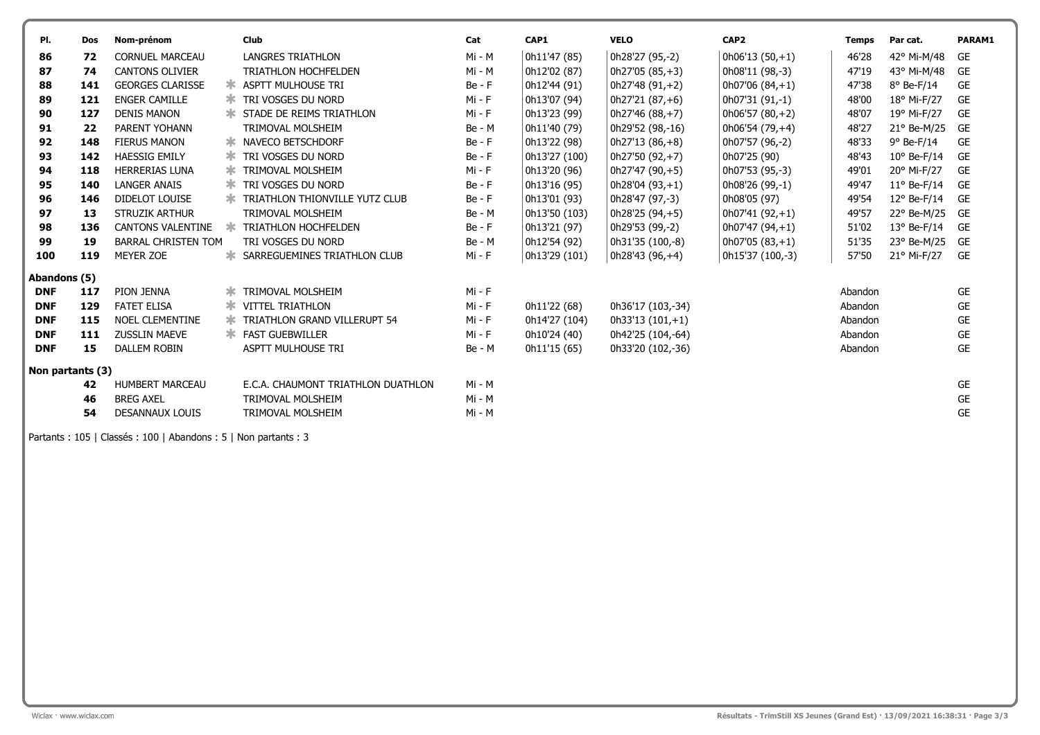| Pl. | Dos | Nom-prénom | | Club | Cat | CAP1 | VELO | CAP2 | Temps | Par cat. | PARAM1 |
|---|---|---|---|---|---|---|---|---|---|---|---|
| 86 | 72 | CORNUEL MARCEAU | | LANGRES TRIATHLON | Mi - M | 0h11'47 (85) | 0h28'27 (95,-2) | 0h06'13 (50,+1) | 46'28 | 42° Mi-M/48 | GE |
| 87 | 74 | CANTONS OLIVIER | | TRIATHLON HOCHFELDEN | Mi - M | 0h12'02 (87) | 0h27'05 (85,+3) | 0h08'11 (98,-3) | 47'19 | 43° Mi-M/48 | GE |
| 88 | 141 | GEORGES CLARISSE | * | ASPTT MULHOUSE TRI | Be - F | 0h12'44 (91) | 0h27'48 (91,+2) | 0h07'06 (84,+1) | 47'38 | 8° Be-F/14 | GE |
| 89 | 121 | ENGER CAMILLE | * | TRI VOSGES DU NORD | Mi - F | 0h13'07 (94) | 0h27'21 (87,+6) | 0h07'31 (91,-1) | 48'00 | 18° Mi-F/27 | GE |
| 90 | 127 | DENIS MANON | * | STADE DE REIMS TRIATHLON | Mi - F | 0h13'23 (99) | 0h27'46 (88,+7) | 0h06'57 (80,+2) | 48'07 | 19° Mi-F/27 | GE |
| 91 | 22 | PARENT YOHANN | | TRIMOVAL MOLSHEIM | Be - M | 0h11'40 (79) | 0h29'52 (98,-16) | 0h06'54 (79,+4) | 48'27 | 21° Be-M/25 | GE |
| 92 | 148 | FIERUS MANON | * | NAVECO BETSCHDORF | Be - F | 0h13'22 (98) | 0h27'13 (86,+8) | 0h07'57 (96,-2) | 48'33 | 9° Be-F/14 | GE |
| 93 | 142 | HAESSIG EMILY | * | TRI VOSGES DU NORD | Be - F | 0h13'27 (100) | 0h27'50 (92,+7) | 0h07'25 (90) | 48'43 | 10° Be-F/14 | GE |
| 94 | 118 | HERRERIAS LUNA | * | TRIMOVAL MOLSHEIM | Mi - F | 0h13'20 (96) | 0h27'47 (90,+5) | 0h07'53 (95,-3) | 49'01 | 20° Mi-F/27 | GE |
| 95 | 140 | LANGER ANAIS | * | TRI VOSGES DU NORD | Be - F | 0h13'16 (95) | 0h28'04 (93,+1) | 0h08'26 (99,-1) | 49'47 | 11° Be-F/14 | GE |
| 96 | 146 | DIDELOT LOUISE | * | TRIATHLON THIONVILLE YUTZ CLUB | Be - F | 0h13'01 (93) | 0h28'47 (97,-3) | 0h08'05 (97) | 49'54 | 12° Be-F/14 | GE |
| 97 | 13 | STRUZIK ARTHUR | | TRIMOVAL MOLSHEIM | Be - M | 0h13'50 (103) | 0h28'25 (94,+5) | 0h07'41 (92,+1) | 49'57 | 22° Be-M/25 | GE |
| 98 | 136 | CANTONS VALENTINE | * | TRIATHLON HOCHFELDEN | Be - F | 0h13'21 (97) | 0h29'53 (99,-2) | 0h07'47 (94,+1) | 51'02 | 13° Be-F/14 | GE |
| 99 | 19 | BARRAL CHRISTEN TOM | | TRI VOSGES DU NORD | Be - M | 0h12'54 (92) | 0h31'35 (100,-8) | 0h07'05 (83,+1) | 51'35 | 23° Be-M/25 | GE |
| 100 | 119 | MEYER ZOE | * | SARREGUEMINES TRIATHLON CLUB | Mi - F | 0h13'29 (101) | 0h28'43 (96,+4) | 0h15'37 (100,-3) | 57'50 | 21° Mi-F/27 | GE |

**Abandons (5)**

| Pl. | Dos | Nom-prénom | | Club | Cat | CAP1 | VELO | CAP2 | Temps | Par cat. | PARAM1 |
|---|---|---|---|---|---|---|---|---|---|---|---|
| DNF | 117 | PION JENNA | * | TRIMOVAL MOLSHEIM | Mi - F | | | | Abandon | | GE |
| DNF | 129 | FATET ELISA | * | VITTEL TRIATHLON | Mi - F | 0h11'22 (68) | 0h36'17 (103,-34) | | Abandon | | GE |
| DNF | 115 | NOEL CLEMENTINE | * | TRIATHLON GRAND VILLERUPT 54 | Mi - F | 0h14'27 (104) | 0h33'13 (101,+1) | | Abandon | | GE |
| DNF | 111 | ZUSSLIN MAEVE | * | FAST GUEBWILLER | Mi - F | 0h10'24 (40) | 0h42'25 (104,-64) | | Abandon | | GE |
| DNF | 15 | DALLEM ROBIN | | ASPTT MULHOUSE TRI | Be - M | 0h11'15 (65) | 0h33'20 (102,-36) | | Abandon | | GE |

**Non partants (3)**

| Pl. | Dos | Nom-prénom | | Club | Cat | CAP1 | VELO | CAP2 | Temps | Par cat. | PARAM1 |
|---|---|---|---|---|---|---|---|---|---|---|---|
| | 42 | HUMBERT MARCEAU | | E.C.A. CHAUMONT TRIATHLON DUATHLON | Mi - M | | | | | | GE |
| | 46 | BREG AXEL | | TRIMOVAL MOLSHEIM | Mi - M | | | | | | GE |
| | 54 | DESANNAUX LOUIS | | TRIMOVAL MOLSHEIM | Mi - M | | | | | | GE |

Partants : 105 | Classés : 100 | Abandons : 5 | Non partants : 3